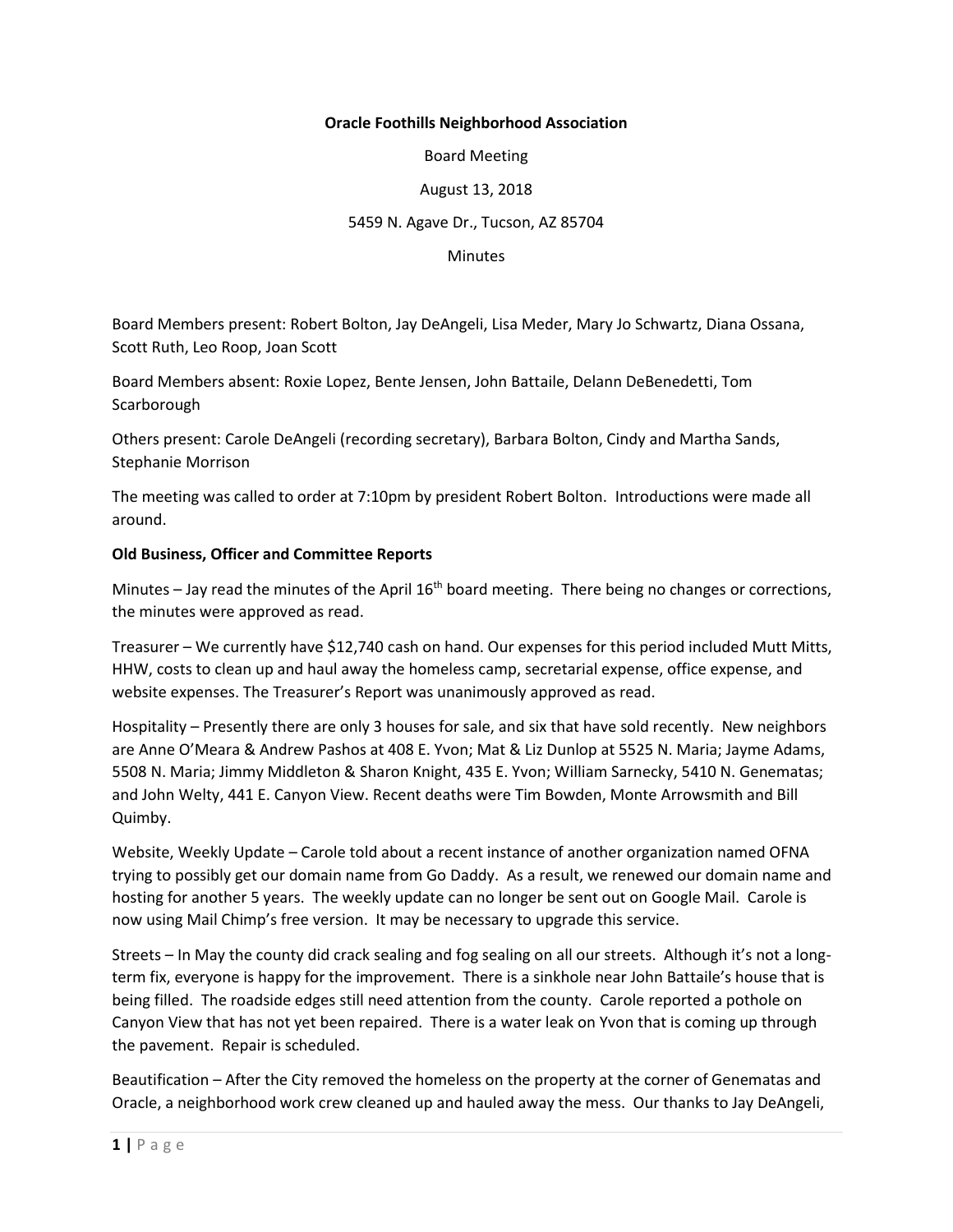**Oracle Foothills Neighborhood Association**

Board Meeting

August 13, 2018

5459 N. Agave Dr., Tucson, AZ 85704

Minutes

Board Members present: Robert Bolton, Jay DeAngeli, Lisa Meder, Mary Jo Schwartz, Diana Ossana, Scott Ruth, Leo Roop, Joan Scott

Board Members absent: Roxie Lopez, Bente Jensen, John Battaile, Delann DeBenedetti, Tom Scarborough

Others present: Carole DeAngeli (recording secretary), Barbara Bolton, Cindy and Martha Sands, Stephanie Morrison

The meeting was called to order at 7:10pm by president Robert Bolton. Introductions were made all around.

**Old Business, Officer and Committee Reports**

Minutes – Jay read the minutes of the April 16th board meeting. There being no changes or corrections, the minutes were approved as read.

Treasurer – We currently have $12,740 cash on hand. Our expenses for this period included Mutt Mitts, HHW, costs to clean up and haul away the homeless camp, secretarial expense, office expense, and website expenses. The Treasurer's Report was unanimously approved as read.

Hospitality – Presently there are only 3 houses for sale, and six that have sold recently. New neighbors are Anne O'Meara & Andrew Pashos at 408 E. Yvon; Mat & Liz Dunlop at 5525 N. Maria; Jayme Adams, 5508 N. Maria; Jimmy Middleton & Sharon Knight, 435 E. Yvon; William Sarnecky, 5410 N. Genematas; and John Welty, 441 E. Canyon View. Recent deaths were Tim Bowden, Monte Arrowsmith and Bill Quimby.

Website, Weekly Update – Carole told about a recent instance of another organization named OFNA trying to possibly get our domain name from Go Daddy. As a result, we renewed our domain name and hosting for another 5 years. The weekly update can no longer be sent out on Google Mail. Carole is now using Mail Chimp's free version. It may be necessary to upgrade this service.

Streets – In May the county did crack sealing and fog sealing on all our streets. Although it's not a long-term fix, everyone is happy for the improvement. There is a sinkhole near John Battaile's house that is being filled. The roadside edges still need attention from the county. Carole reported a pothole on Canyon View that has not yet been repaired. There is a water leak on Yvon that is coming up through the pavement. Repair is scheduled.

Beautification – After the City removed the homeless on the property at the corner of Genematas and Oracle, a neighborhood work crew cleaned up and hauled away the mess. Our thanks to Jay DeAngeli,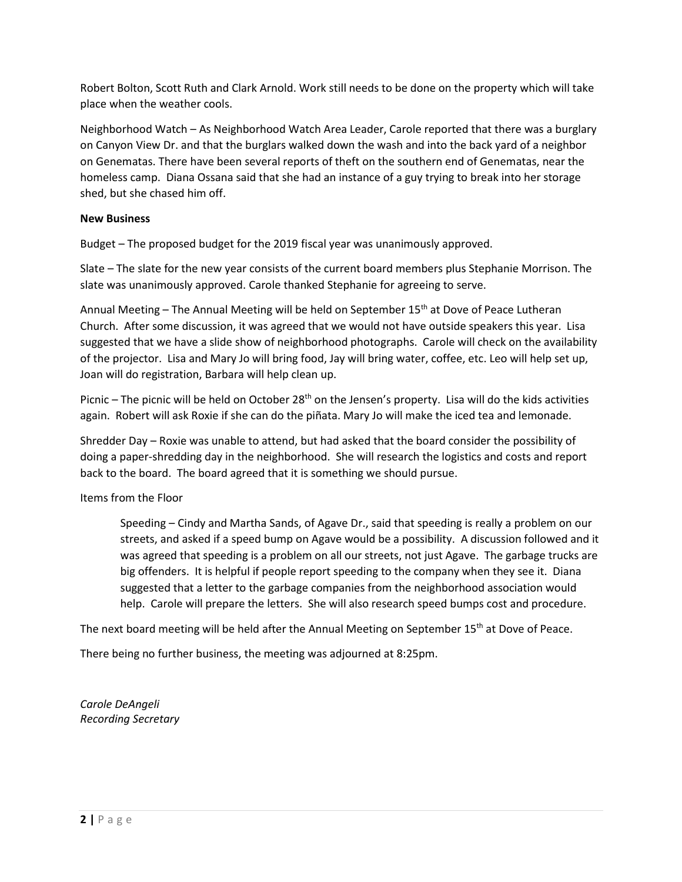Robert Bolton, Scott Ruth and Clark Arnold. Work still needs to be done on the property which will take place when the weather cools.

Neighborhood Watch – As Neighborhood Watch Area Leader, Carole reported that there was a burglary on Canyon View Dr. and that the burglars walked down the wash and into the back yard of a neighbor on Genematas. There have been several reports of theft on the southern end of Genematas, near the homeless camp. Diana Ossana said that she had an instance of a guy trying to break into her storage shed, but she chased him off.

**New Business**

Budget – The proposed budget for the 2019 fiscal year was unanimously approved.

Slate – The slate for the new year consists of the current board members plus Stephanie Morrison. The slate was unanimously approved. Carole thanked Stephanie for agreeing to serve.

Annual Meeting – The Annual Meeting will be held on September 15th at Dove of Peace Lutheran Church. After some discussion, it was agreed that we would not have outside speakers this year. Lisa suggested that we have a slide show of neighborhood photographs. Carole will check on the availability of the projector. Lisa and Mary Jo will bring food, Jay will bring water, coffee, etc. Leo will help set up, Joan will do registration, Barbara will help clean up.

Picnic – The picnic will be held on October 28th on the Jensen's property. Lisa will do the kids activities again. Robert will ask Roxie if she can do the piñata. Mary Jo will make the iced tea and lemonade.

Shredder Day – Roxie was unable to attend, but had asked that the board consider the possibility of doing a paper-shredding day in the neighborhood. She will research the logistics and costs and report back to the board. The board agreed that it is something we should pursue.

Items from the Floor

> Speeding – Cindy and Martha Sands, of Agave Dr., said that speeding is really a problem on our streets, and asked if a speed bump on Agave would be a possibility. A discussion followed and it was agreed that speeding is a problem on all our streets, not just Agave. The garbage trucks are big offenders. It is helpful if people report speeding to the company when they see it. Diana suggested that a letter to the garbage companies from the neighborhood association would help. Carole will prepare the letters. She will also research speed bumps cost and procedure.

The next board meeting will be held after the Annual Meeting on September 15th at Dove of Peace.

There being no further business, the meeting was adjourned at 8:25pm.

*Carole DeAngeli*
*Recording Secretary*